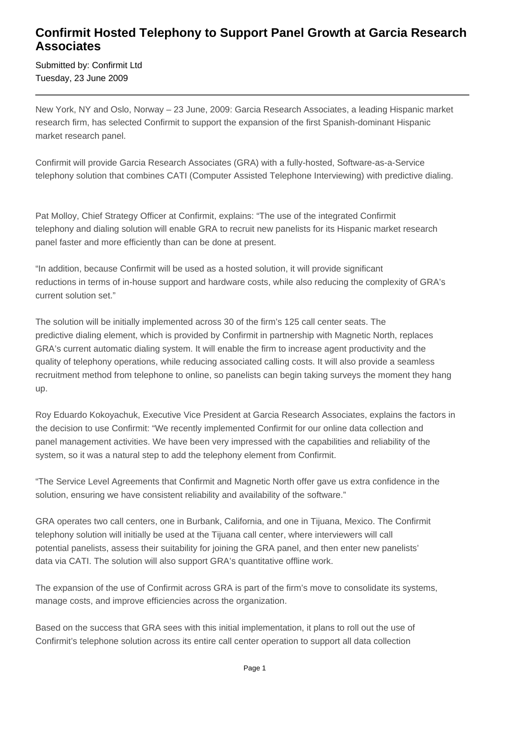# Confirmit Hosted Telephony to Support Panel Growth at Garcia Research Associates

Submitted by: Confirmit Ltd
Tuesday, 23 June 2009

---

New York, NY and Oslo, Norway – 23 June, 2009: Garcia Research Associates, a leading Hispanic market research firm, has selected Confirmit to support the expansion of the first Spanish-dominant Hispanic market research panel.

Confirmit will provide Garcia Research Associates (GRA) with a fully-hosted, Software-as-a-Service telephony solution that combines CATI (Computer Assisted Telephone Interviewing) with predictive dialing.

Pat Molloy, Chief Strategy Officer at Confirmit, explains: "The use of the integrated Confirmit telephony and dialing solution will enable GRA to recruit new panelists for its Hispanic market research panel faster and more efficiently than can be done at present.

"In addition, because Confirmit will be used as a hosted solution, it will provide significant reductions in terms of in-house support and hardware costs, while also reducing the complexity of GRA's current solution set."

The solution will be initially implemented across 30 of the firm's 125 call center seats. The predictive dialing element, which is provided by Confirmit in partnership with Magnetic North, replaces GRA's current automatic dialing system. It will enable the firm to increase agent productivity and the quality of telephony operations, while reducing associated calling costs. It will also provide a seamless recruitment method from telephone to online, so panelists can begin taking surveys the moment they hang up.

Roy Eduardo Kokoyachuk, Executive Vice President at Garcia Research Associates, explains the factors in the decision to use Confirmit: "We recently implemented Confirmit for our online data collection and panel management activities. We have been very impressed with the capabilities and reliability of the system, so it was a natural step to add the telephony element from Confirmit.

"The Service Level Agreements that Confirmit and Magnetic North offer gave us extra confidence in the solution, ensuring we have consistent reliability and availability of the software."

GRA operates two call centers, one in Burbank, California, and one in Tijuana, Mexico. The Confirmit telephony solution will initially be used at the Tijuana call center, where interviewers will call potential panelists, assess their suitability for joining the GRA panel, and then enter new panelists' data via CATI. The solution will also support GRA's quantitative offline work.

The expansion of the use of Confirmit across GRA is part of the firm's move to consolidate its systems, manage costs, and improve efficiencies across the organization.

Based on the success that GRA sees with this initial implementation, it plans to roll out the use of Confirmit's telephone solution across its entire call center operation to support all data collection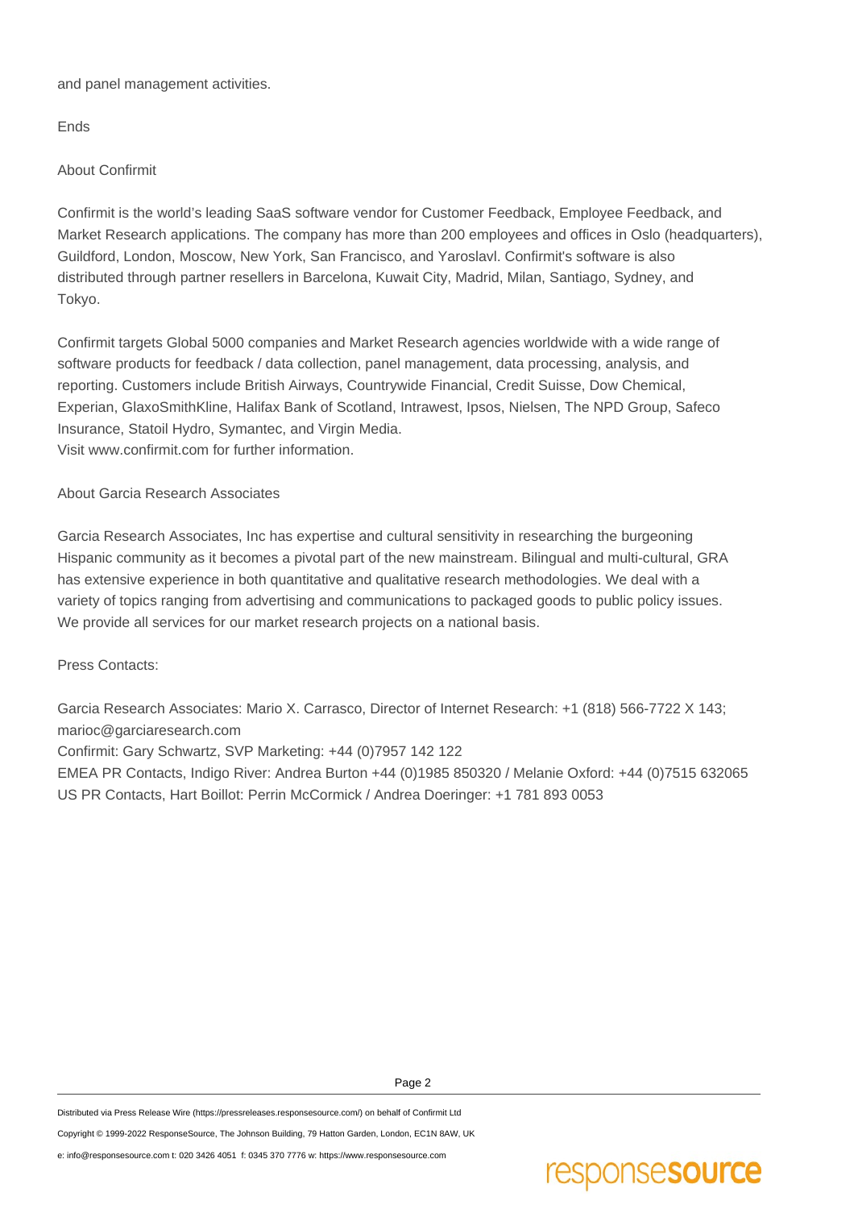and panel management activities.

Ends

About Confirmit

Confirmit is the world's leading SaaS software vendor for Customer Feedback, Employee Feedback, and Market Research applications. The company has more than 200 employees and offices in Oslo (headquarters), Guildford, London, Moscow, New York, San Francisco, and Yaroslavl. Confirmit's software is also distributed through partner resellers in Barcelona, Kuwait City, Madrid, Milan, Santiago, Sydney, and Tokyo.

Confirmit targets Global 5000 companies and Market Research agencies worldwide with a wide range of software products for feedback / data collection, panel management, data processing, analysis, and reporting. Customers include British Airways, Countrywide Financial, Credit Suisse, Dow Chemical, Experian, GlaxoSmithKline, Halifax Bank of Scotland, Intrawest, Ipsos, Nielsen, The NPD Group, Safeco Insurance, Statoil Hydro, Symantec, and Virgin Media.
Visit www.confirmit.com for further information.

About Garcia Research Associates

Garcia Research Associates, Inc has expertise and cultural sensitivity in researching the burgeoning Hispanic community as it becomes a pivotal part of the new mainstream. Bilingual and multi-cultural, GRA has extensive experience in both quantitative and qualitative research methodologies. We deal with a variety of topics ranging from advertising and communications to packaged goods to public policy issues. We provide all services for our market research projects on a national basis.

Press Contacts:

Garcia Research Associates: Mario X. Carrasco, Director of Internet Research: +1 (818) 566-7722 X 143; marioc@garciaresearch.com
Confirmit: Gary Schwartz, SVP Marketing: +44 (0)7957 142 122
EMEA PR Contacts, Indigo River: Andrea Burton +44 (0)1985 850320 / Melanie Oxford: +44 (0)7515 632065
US PR Contacts, Hart Boillot: Perrin McCormick / Andrea Doeringer: +1 781 893 0053